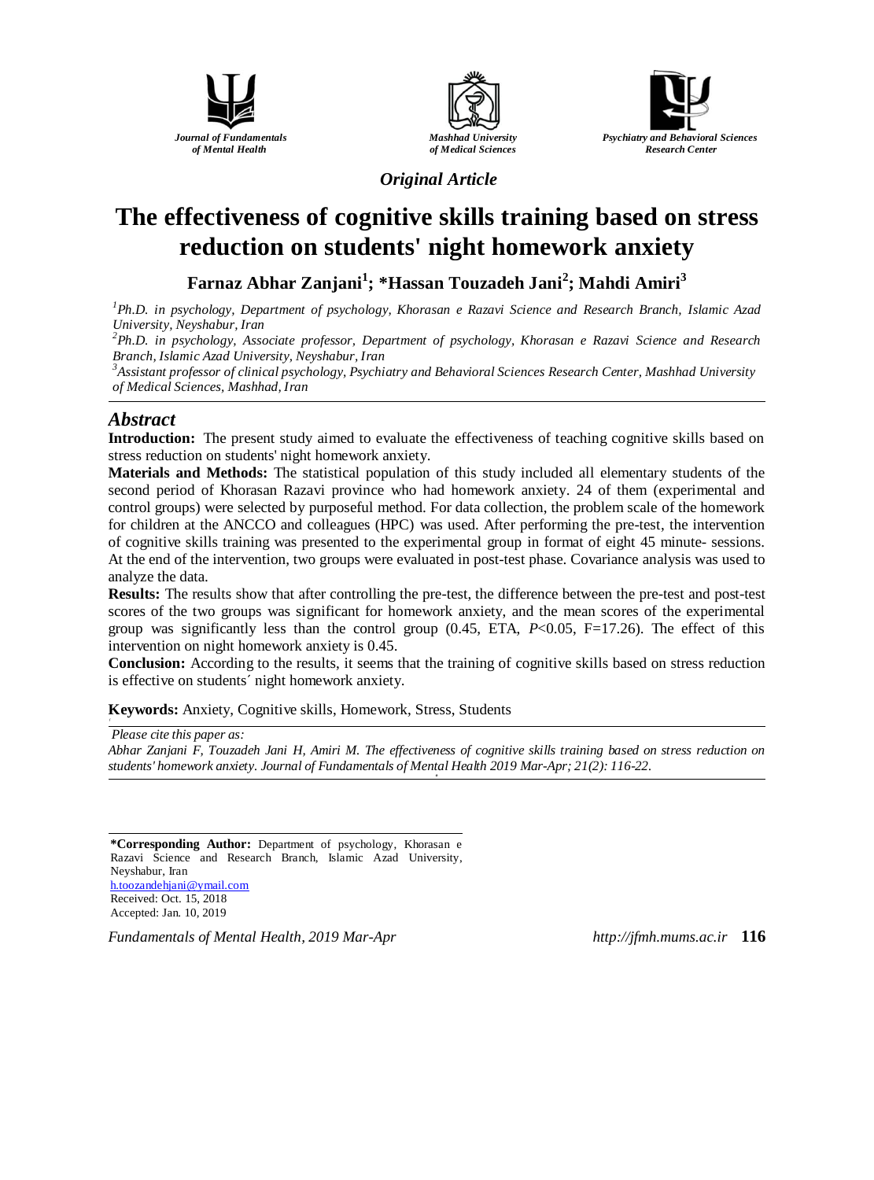Journal of Fundamentals of Mental Health

Mashhad University of Medical Sciences

Psychiatry and Behavioral Sciences Research Center

*Original Article*

# The effectiveness of cognitive skills training based on stress reduction on students' night homework anxiety

**Farnaz Abhar Zanjani[1]; *Hassan Touzadeh Jani[2]; Mahdi Amiri[3]**

*[1]Ph.D. in psychology, Department of psychology, Khorasan e Razavi Science and Research Branch, Islamic Azad University, Neyshabur, Iran*

*[2]Ph.D. in psychology, Associate professor, Department of psychology, Khorasan e Razavi Science and Research Branch, Islamic Azad University, Neyshabur, Iran*

*[3]Assistant professor of clinical psychology, Psychiatry and Behavioral Sciences Research Center, Mashhad University of Medical Sciences, Mashhad, Iran*

## Abstract

**Introduction:** The present study aimed to evaluate the effectiveness of teaching cognitive skills based on stress reduction on students' night homework anxiety.

**Materials and Methods:** The statistical population of this study included all elementary students of the second period of Khorasan Razavi province who had homework anxiety. 24 of them (experimental and control groups) were selected by purposeful method. For data collection, the problem scale of the homework for children at the ANCCO and colleagues (HPC) was used. After performing the pre-test, the intervention of cognitive skills training was presented to the experimental group in format of eight 45 minute- sessions. At the end of the intervention, two groups were evaluated in post-test phase. Covariance analysis was used to analyze the data.

**Results:** The results show that after controlling the pre-test, the difference between the pre-test and post-test scores of the two groups was significant for homework anxiety, and the mean scores of the experimental group was significantly less than the control group (0.45, ETA, $P<0.05$, $F=17.26$). The effect of this intervention on night homework anxiety is 0.45.

**Conclusion:** According to the results, it seems that the training of cognitive skills based on stress reduction is effective on students´ night homework anxiety.

**Keywords:** Anxiety, Cognitive skills, Homework, Stress, Students

*Please cite this paper as:*

*Abhar Zanjani F, Touzadeh Jani H, Amiri M. The effectiveness of cognitive skills training based on stress reduction on students' homework anxiety. Journal of Fundamentals of Mental Health 2019 Mar-Apr; 21(2): 116-22.*

**\*Corresponding Author:** Department of psychology, Khorasan e Razavi Science and Research Branch, Islamic Azad University, Neyshabur, Iran

h.toozandehjani@ymail.com

Received: Oct. 15, 2018

Accepted: Jan. 10, 2019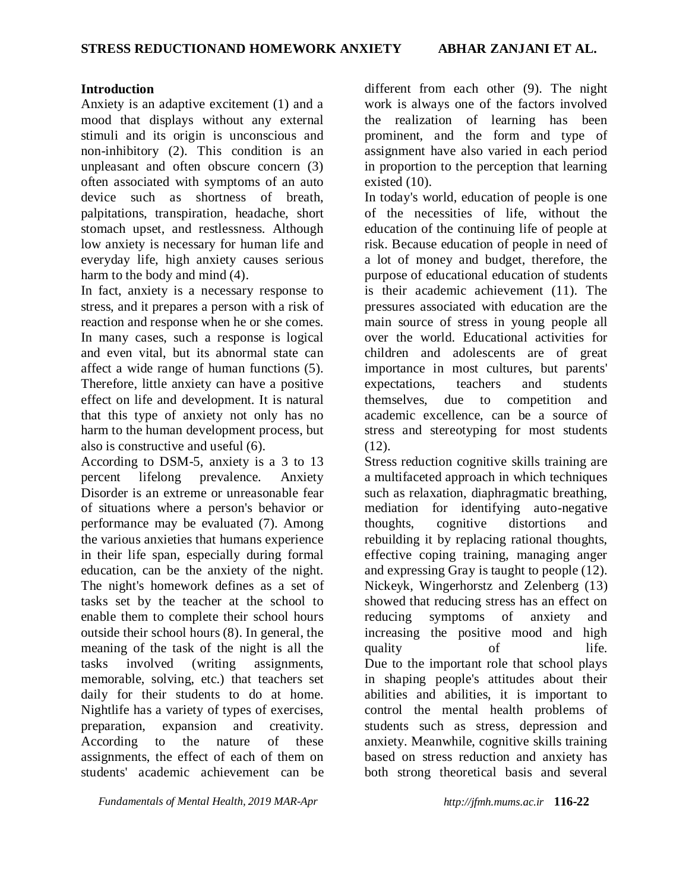## Introduction

Anxiety is an adaptive excitement (1) and a mood that displays without any external stimuli and its origin is unconscious and non-inhibitory (2). This condition is an unpleasant and often obscure concern (3) often associated with symptoms of an auto device such as shortness of breath, palpitations, transpiration, headache, short stomach upset, and restlessness. Although low anxiety is necessary for human life and everyday life, high anxiety causes serious harm to the body and mind (4).

In fact, anxiety is a necessary response to stress, and it prepares a person with a risk of reaction and response when he or she comes. In many cases, such a response is logical and even vital, but its abnormal state can affect a wide range of human functions (5). Therefore, little anxiety can have a positive effect on life and development. It is natural that this type of anxiety not only has no harm to the human development process, but also is constructive and useful (6).

According to DSM-5, anxiety is a 3 to 13 percent lifelong prevalence. Anxiety Disorder is an extreme or unreasonable fear of situations where a person's behavior or performance may be evaluated (7). Among the various anxieties that humans experience in their life span, especially during formal education, can be the anxiety of the night. The night's homework defines as a set of tasks set by the teacher at the school to enable them to complete their school hours outside their school hours (8). In general, the meaning of the task of the night is all the tasks involved (writing assignments, memorable, solving, etc.) that teachers set daily for their students to do at home. Nightlife has a variety of types of exercises, preparation, expansion and creativity. According to the nature of these assignments, the effect of each of them on students' academic achievement can be different from each other (9). The night work is always one of the factors involved the realization of learning has been prominent, and the form and type of assignment have also varied in each period in proportion to the perception that learning existed (10).

In today's world, education of people is one of the necessities of life, without the education of the continuing life of people at risk. Because education of people in need of a lot of money and budget, therefore, the purpose of educational education of students is their academic achievement (11). The pressures associated with education are the main source of stress in young people all over the world. Educational activities for children and adolescents are of great importance in most cultures, but parents' expectations, teachers and students themselves, due to competition and academic excellence, can be a source of stress and stereotyping for most students (12).

Stress reduction cognitive skills training are a multifaceted approach in which techniques such as relaxation, diaphragmatic breathing, mediation for identifying auto-negative thoughts, cognitive distortions and rebuilding it by replacing rational thoughts, effective coping training, managing anger and expressing Gray is taught to people (12). Nickeyk, Wingerhorstz and Zelenberg (13) showed that reducing stress has an effect on reducing symptoms of anxiety and increasing the positive mood and high quality of life.

Due to the important role that school plays in shaping people's attitudes about their abilities and abilities, it is important to control the mental health problems of students such as stress, depression and anxiety. Meanwhile, cognitive skills training based on stress reduction and anxiety has both strong theoretical basis and several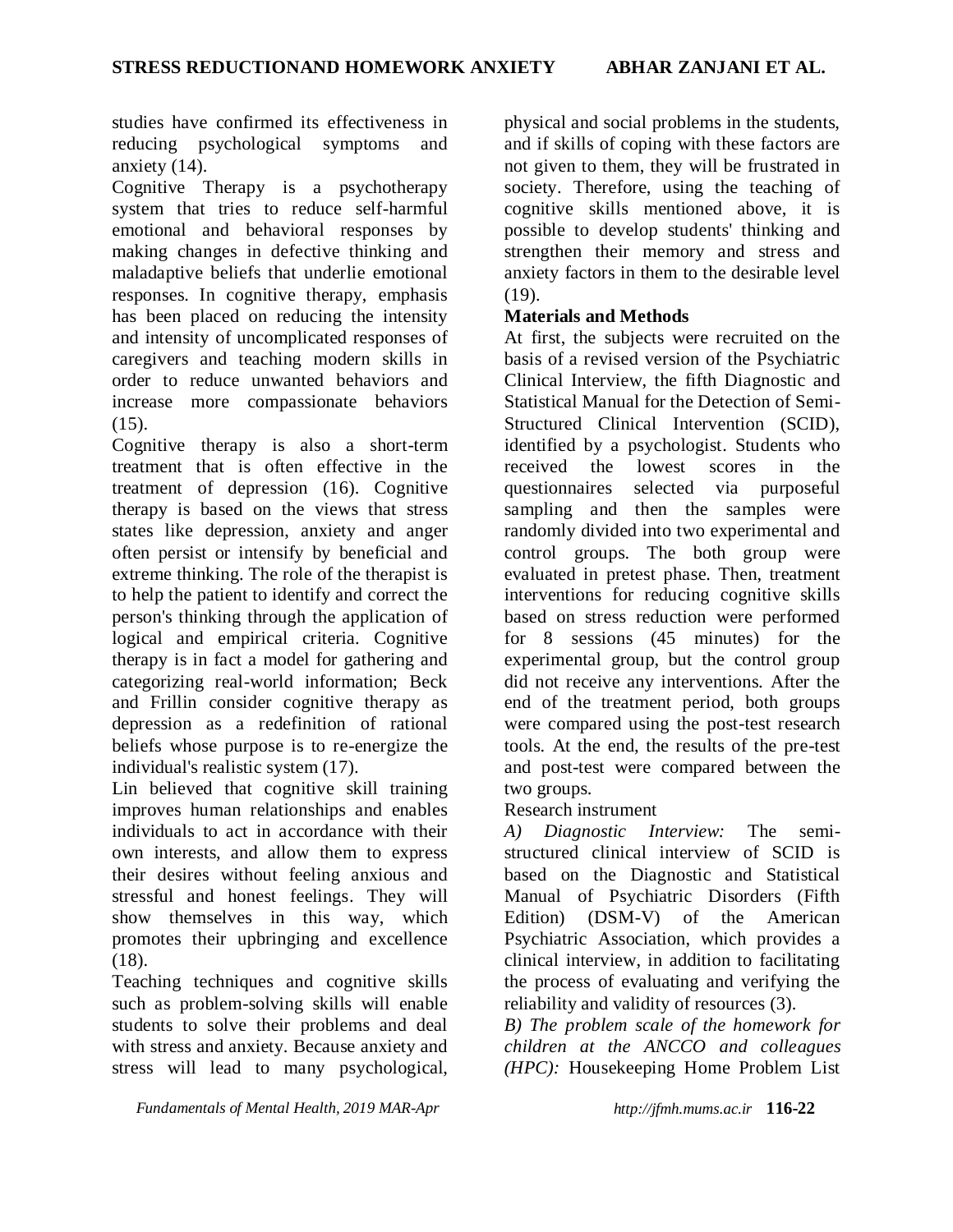studies have confirmed its effectiveness in reducing psychological symptoms and anxiety (14).

Cognitive Therapy is a psychotherapy system that tries to reduce self-harmful emotional and behavioral responses by making changes in defective thinking and maladaptive beliefs that underlie emotional responses. In cognitive therapy, emphasis has been placed on reducing the intensity and intensity of uncomplicated responses of caregivers and teaching modern skills in order to reduce unwanted behaviors and increase more compassionate behaviors (15).

Cognitive therapy is also a short-term treatment that is often effective in the treatment of depression (16). Cognitive therapy is based on the views that stress states like depression, anxiety and anger often persist or intensify by beneficial and extreme thinking. The role of the therapist is to help the patient to identify and correct the person's thinking through the application of logical and empirical criteria. Cognitive therapy is in fact a model for gathering and categorizing real-world information; Beck and Frillin consider cognitive therapy as depression as a redefinition of rational beliefs whose purpose is to re-energize the individual's realistic system (17).

Lin believed that cognitive skill training improves human relationships and enables individuals to act in accordance with their own interests, and allow them to express their desires without feeling anxious and stressful and honest feelings. They will show themselves in this way, which promotes their upbringing and excellence (18).

Teaching techniques and cognitive skills such as problem-solving skills will enable students to solve their problems and deal with stress and anxiety. Because anxiety and stress will lead to many psychological, physical and social problems in the students, and if skills of coping with these factors are not given to them, they will be frustrated in society. Therefore, using the teaching of cognitive skills mentioned above, it is possible to develop students' thinking and strengthen their memory and stress and anxiety factors in them to the desirable level (19).

## Materials and Methods

At first, the subjects were recruited on the basis of a revised version of the Psychiatric Clinical Interview, the fifth Diagnostic and Statistical Manual for the Detection of Semi-Structured Clinical Intervention (SCID), identified by a psychologist. Students who received the lowest scores in the questionnaires selected via purposeful sampling and then the samples were randomly divided into two experimental and control groups. The both group were evaluated in pretest phase. Then, treatment interventions for reducing cognitive skills based on stress reduction were performed for 8 sessions (45 minutes) for the experimental group, but the control group did not receive any interventions. After the end of the treatment period, both groups were compared using the post-test research tools. At the end, the results of the pre-test and post-test were compared between the two groups.

Research instrument

*A) Diagnostic Interview:* The semi-structured clinical interview of SCID is based on the Diagnostic and Statistical Manual of Psychiatric Disorders (Fifth Edition) (DSM-V) of the American Psychiatric Association, which provides a clinical interview, in addition to facilitating the process of evaluating and verifying the reliability and validity of resources (3).

*B) The problem scale of the homework for children at the ANCCO and colleagues (HPC):* Housekeeping Home Problem List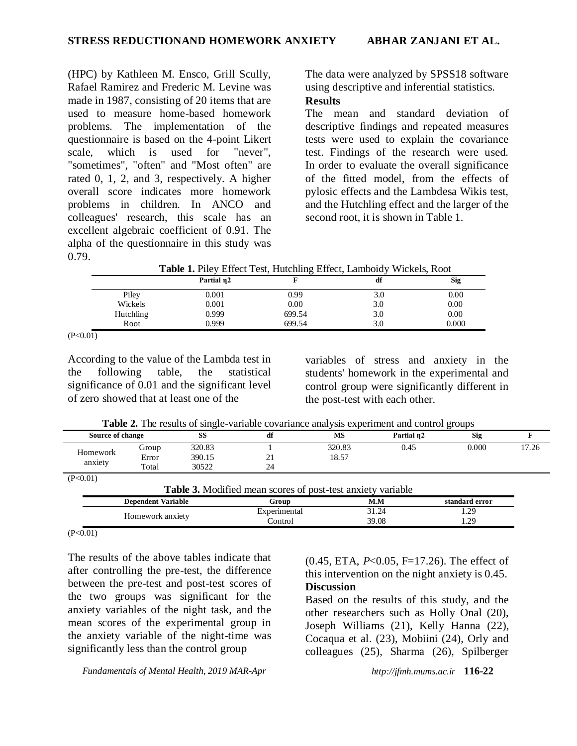(HPC) by Kathleen M. Ensco, Grill Scully, Rafael Ramirez and Frederic M. Levine was made in 1987, consisting of 20 items that are used to measure home-based homework problems. The implementation of the questionnaire is based on the 4-point Likert scale, which is used for "never", "sometimes", "often" and "Most often" are rated 0, 1, 2, and 3, respectively. A higher overall score indicates more homework problems in children. In ANCO and colleagues' research, this scale has an excellent algebraic coefficient of 0.91. The alpha of the questionnaire in this study was 0.79.

The data were analyzed by SPSS18 software using descriptive and inferential statistics.

**Results**

The mean and standard deviation of descriptive findings and repeated measures tests were used to explain the covariance test. Findings of the research were used. In order to evaluate the overall significance of the fitted model, from the effects of pylosic effects and the Lambdesa Wikis test, and the Hutchling effect and the larger of the second root, it is shown in Table 1.

**Table 1.** Piley Effect Test, Hutchling Effect, Lamboidy Wickels, Root

| | Partial η2 | F | df | Sig |
|---|---|---|---|---|
| Piley | 0.001 | 0.99 | 3.0 | 0.00 |
| Wickels | 0.001 | 0.00 | 3.0 | 0.00 |
| Hutchling | 0.999 | 699.54 | 3.0 | 0.00 |
| Root | 0.999 | 699.54 | 3.0 | 0.000 |

(P<0.01)

According to the value of the Lambda test in the following table, the statistical significance of 0.01 and the significant level of zero showed that at least one of the variables of stress and anxiety in the students' homework in the experimental and control group were significantly different in the post-test with each other.

**Table 2.** The results of single-variable covariance analysis experiment and control groups

| Source of change | | SS | df | MS | Partial η2 | Sig | F |
|---|---|---|---|---|---|---|---|
| Homework anxiety | Group | 320.83 | 1 | 320.83 | 0.45 | 0.000 | 17.26 |
| | Error | 390.15 | 21 | 18.57 | | | |
| | Total | 30522 | 24 | | | | |

(P<0.01)

**Table 3.** Modified mean scores of post-test anxiety variable

| Dependent Variable | Group | M.M | standard error |
|---|---|---|---|
| Homework anxiety | Experimental | 31.24 | 1.29 |
| | Control | 39.08 | 1.29 |

(P<0.01)

The results of the above tables indicate that after controlling the pre-test, the difference between the pre-test and post-test scores of the two groups was significant for the anxiety variables of the night task, and the mean scores of the experimental group in the anxiety variable of the night-time was significantly less than the control group (0.45, ETA, $P<0.05$, F=17.26). The effect of this intervention on the night anxiety is 0.45.

**Discussion**

Based on the results of this study, and the other researchers such as Holly Onal (20), Joseph Williams (21), Kelly Hanna (22), Cocaqua et al. (23), Mobiini (24), Orly and colleagues (25), Sharma (26), Spilberger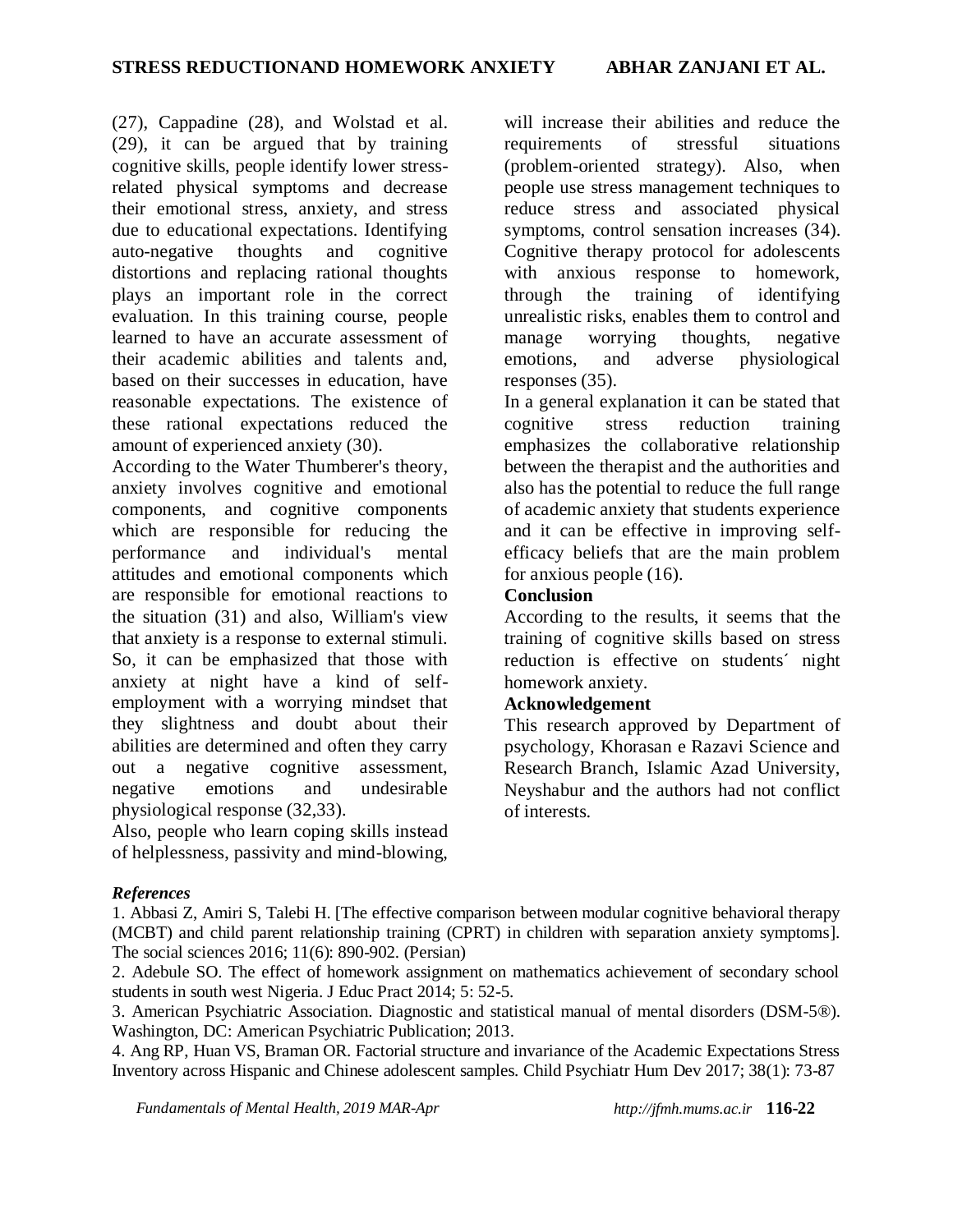(27), Cappadine (28), and Wolstad et al. (29), it can be argued that by training cognitive skills, people identify lower stress-related physical symptoms and decrease their emotional stress, anxiety, and stress due to educational expectations. Identifying auto-negative thoughts and cognitive distortions and replacing rational thoughts plays an important role in the correct evaluation. In this training course, people learned to have an accurate assessment of their academic abilities and talents and, based on their successes in education, have reasonable expectations. The existence of these rational expectations reduced the amount of experienced anxiety (30).

According to the Water Thumberer's theory, anxiety involves cognitive and emotional components, and cognitive components which are responsible for reducing the performance and individual's mental attitudes and emotional components which are responsible for emotional reactions to the situation (31) and also, William's view that anxiety is a response to external stimuli. So, it can be emphasized that those with anxiety at night have a kind of self-employment with a worrying mindset that they slightness and doubt about their abilities are determined and often they carry out a negative cognitive assessment, negative emotions and undesirable physiological response (32,33).

Also, people who learn coping skills instead of helplessness, passivity and mind-blowing, will increase their abilities and reduce the requirements of stressful situations (problem-oriented strategy). Also, when people use stress management techniques to reduce stress and associated physical symptoms, control sensation increases (34). Cognitive therapy protocol for adolescents with anxious response to homework, through the training of identifying unrealistic risks, enables them to control and manage worrying thoughts, negative emotions, and adverse physiological responses (35).

In a general explanation it can be stated that cognitive stress reduction training emphasizes the collaborative relationship between the therapist and the authorities and also has the potential to reduce the full range of academic anxiety that students experience and it can be effective in improving self-efficacy beliefs that are the main problem for anxious people (16).

## Conclusion

According to the results, it seems that the training of cognitive skills based on stress reduction is effective on students´ night homework anxiety.

## Acknowledgement

This research approved by Department of psychology, Khorasan e Razavi Science and Research Branch, Islamic Azad University, Neyshabur and the authors had not conflict of interests.

### *References*

1. Abbasi Z, Amiri S, Talebi H. [The effective comparison between modular cognitive behavioral therapy (MCBT) and child parent relationship training (CPRT) in children with separation anxiety symptoms]. The social sciences 2016; 11(6): 890-902. (Persian)
2. Adebule SO. The effect of homework assignment on mathematics achievement of secondary school students in south west Nigeria. J Educ Pract 2014; 5: 52-5.
3. American Psychiatric Association. Diagnostic and statistical manual of mental disorders (DSM-5®). Washington, DC: American Psychiatric Publication; 2013.
4. Ang RP, Huan VS, Braman OR. Factorial structure and invariance of the Academic Expectations Stress Inventory across Hispanic and Chinese adolescent samples. Child Psychiatr Hum Dev 2017; 38(1): 73-87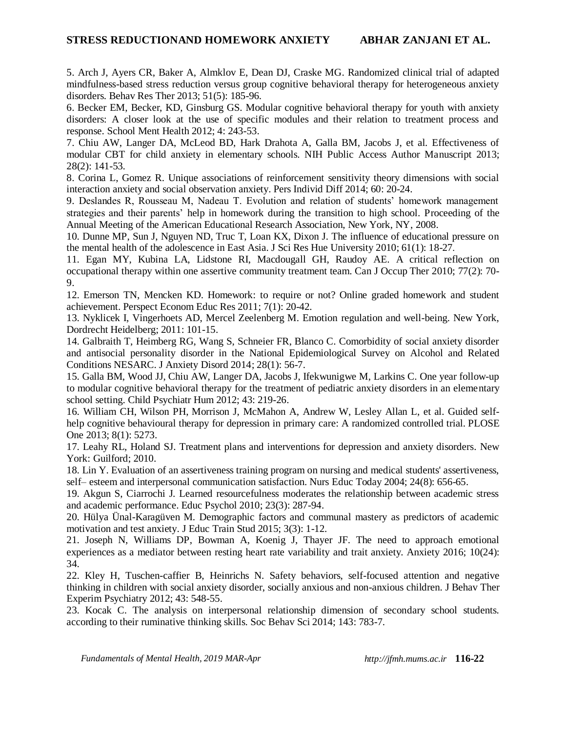5. Arch J, Ayers CR, Baker A, Almklov E, Dean DJ, Craske MG. Randomized clinical trial of adapted mindfulness-based stress reduction versus group cognitive behavioral therapy for heterogeneous anxiety disorders. Behav Res Ther 2013; 51(5): 185-96.

6. Becker EM, Becker, KD, Ginsburg GS. Modular cognitive behavioral therapy for youth with anxiety disorders: A closer look at the use of specific modules and their relation to treatment process and response. School Ment Health 2012; 4: 243-53.

7. Chiu AW, Langer DA, McLeod BD, Hark Drahota A, Galla BM, Jacobs J, et al. Effectiveness of modular CBT for child anxiety in elementary schools. NIH Public Access Author Manuscript 2013; 28(2): 141-53.

8. Corina L, Gomez R. Unique associations of reinforcement sensitivity theory dimensions with social interaction anxiety and social observation anxiety. Pers Individ Diff 2014; 60: 20-24.

9. Deslandes R, Rousseau M, Nadeau T. Evolution and relation of students' homework management strategies and their parents' help in homework during the transition to high school. Proceeding of the Annual Meeting of the American Educational Research Association, New York, NY, 2008.

10. Dunne MP, Sun J, Nguyen ND, Truc T, Loan KX, Dixon J. The influence of educational pressure on the mental health of the adolescence in East Asia. J Sci Res Hue University 2010; 61(1): 18-27.

11. Egan MY, Kubina LA, Lidstone RI, Macdougall GH, Raudoy AE. A critical reflection on occupational therapy within one assertive community treatment team. Can J Occup Ther 2010; 77(2): 70-9.

12. Emerson TN, Mencken KD. Homework: to require or not? Online graded homework and student achievement. Perspect Econom Educ Res 2011; 7(1): 20-42.

13. Nyklicek I, Vingerhoets AD, Mercel Zeelenberg M. Emotion regulation and well-being. New York, Dordrecht Heidelberg; 2011: 101-15.

14. Galbraith T, Heimberg RG, Wang S, Schneier FR, Blanco C. Comorbidity of social anxiety disorder and antisocial personality disorder in the National Epidemiological Survey on Alcohol and Related Conditions NESARC. J Anxiety Disord 2014; 28(1): 56-7.

15. Galla BM, Wood JJ, Chiu AW, Langer DA, Jacobs J, Ifekwunigwe M, Larkins C. One year follow-up to modular cognitive behavioral therapy for the treatment of pediatric anxiety disorders in an elementary school setting. Child Psychiatr Hum 2012; 43: 219-26.

16. William CH, Wilson PH, Morrison J, McMahon A, Andrew W, Lesley Allan L, et al. Guided self-help cognitive behavioural therapy for depression in primary care: A randomized controlled trial. PLOSE One 2013; 8(1): 5273.

17. Leahy RL, Holand SJ. Treatment plans and interventions for depression and anxiety disorders. New York: Guilford; 2010.

18. Lin Y. Evaluation of an assertiveness training program on nursing and medical students' assertiveness, self– esteem and interpersonal communication satisfaction. Nurs Educ Today 2004; 24(8): 656-65.

19. Akgun S, Ciarrochi J. Learned resourcefulness moderates the relationship between academic stress and academic performance. Educ Psychol 2010; 23(3): 287-94.

20. Hülya Ünal-Karagüven M. Demographic factors and communal mastery as predictors of academic motivation and test anxiety. J Educ Train Stud 2015; 3(3): 1-12.

21. Joseph N, Williams DP, Bowman A, Koenig J, Thayer JF. The need to approach emotional experiences as a mediator between resting heart rate variability and trait anxiety. Anxiety 2016; 10(24): 34.

22. Kley H, Tuschen-caffier B, Heinrichs N. Safety behaviors, self-focused attention and negative thinking in children with social anxiety disorder, socially anxious and non-anxious children. J Behav Ther Experim Psychiatry 2012; 43: 548-55.

23. Kocak C. The analysis on interpersonal relationship dimension of secondary school students. according to their ruminative thinking skills. Soc Behav Sci 2014; 143: 783-7.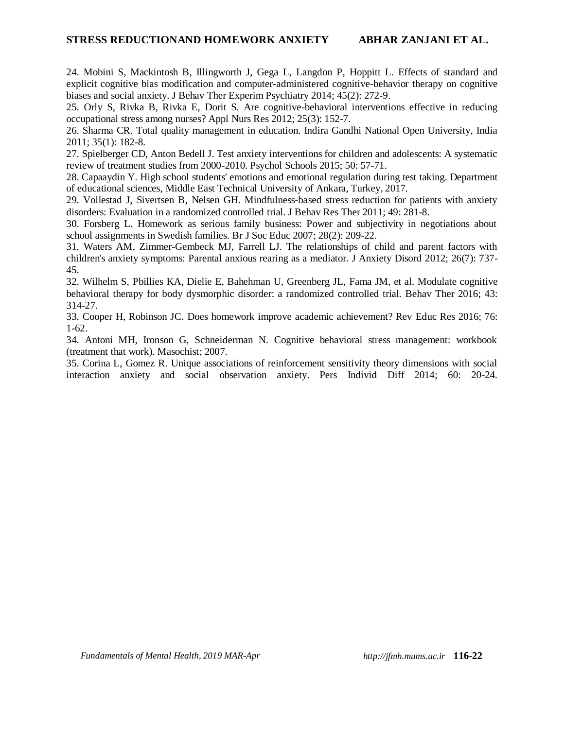24. Mobini S, Mackintosh B, Illingworth J, Gega L, Langdon P, Hoppitt L. Effects of standard and explicit cognitive bias modification and computer-administered cognitive-behavior therapy on cognitive biases and social anxiety. J Behav Ther Experim Psychiatry 2014; 45(2): 272-9.

25. Orly S, Rivka B, Rivka E, Dorit S. Are cognitive-behavioral interventions effective in reducing occupational stress among nurses? Appl Nurs Res 2012; 25(3): 152-7.

26. Sharma CR. Total quality management in education. Indira Gandhi National Open University, India 2011; 35(1): 182-8.

27. Spielberger CD, Anton Bedell J. Test anxiety interventions for children and adolescents: A systematic review of treatment studies from 2000-2010. Psychol Schools 2015; 50: 57-71.

28. Capaaydin Y. High school students' emotions and emotional regulation during test taking. Department of educational sciences, Middle East Technical University of Ankara, Turkey, 2017.

29. Vollestad J, Sivertsen B, Nelsen GH. Mindfulness-based stress reduction for patients with anxiety disorders: Evaluation in a randomized controlled trial. J Behav Res Ther 2011; 49: 281-8.

30. Forsberg L. Homework as serious family business: Power and subjectivity in negotiations about school assignments in Swedish families. Br J Soc Educ 2007; 28(2): 209-22.

31. Waters AM, Zimmer-Gembeck MJ, Farrell LJ. The relationships of child and parent factors with children's anxiety symptoms: Parental anxious rearing as a mediator. J Anxiety Disord 2012; 26(7): 737-45.

32. Wilhelm S, Pbillies KA, Dielie E, Bahehman U, Greenberg JL, Fama JM, et al. Modulate cognitive behavioral therapy for body dysmorphic disorder: a randomized controlled trial. Behav Ther 2016; 43: 314-27.

33. Cooper H, Robinson JC. Does homework improve academic achievement? Rev Educ Res 2016; 76: 1-62.

34. Antoni MH, Ironson G, Schneiderman N. Cognitive behavioral stress management: workbook (treatment that work). Masochist; 2007.

35. Corina L, Gomez R. Unique associations of reinforcement sensitivity theory dimensions with social interaction anxiety and social observation anxiety. Pers Individ Diff 2014; 60: 20-24.